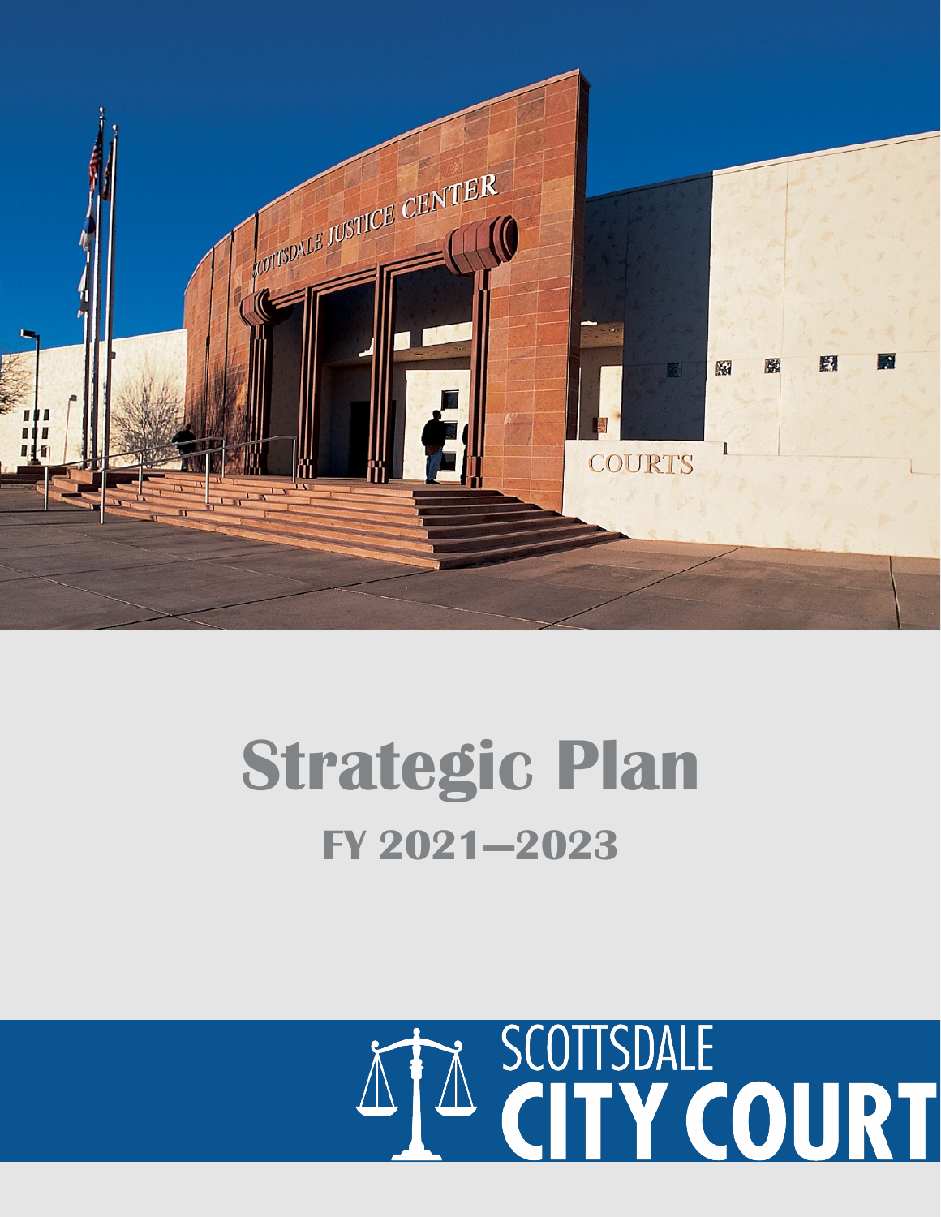# Strategic Plan

## FY 2021—2023

SCOTTSDALE CITY COURT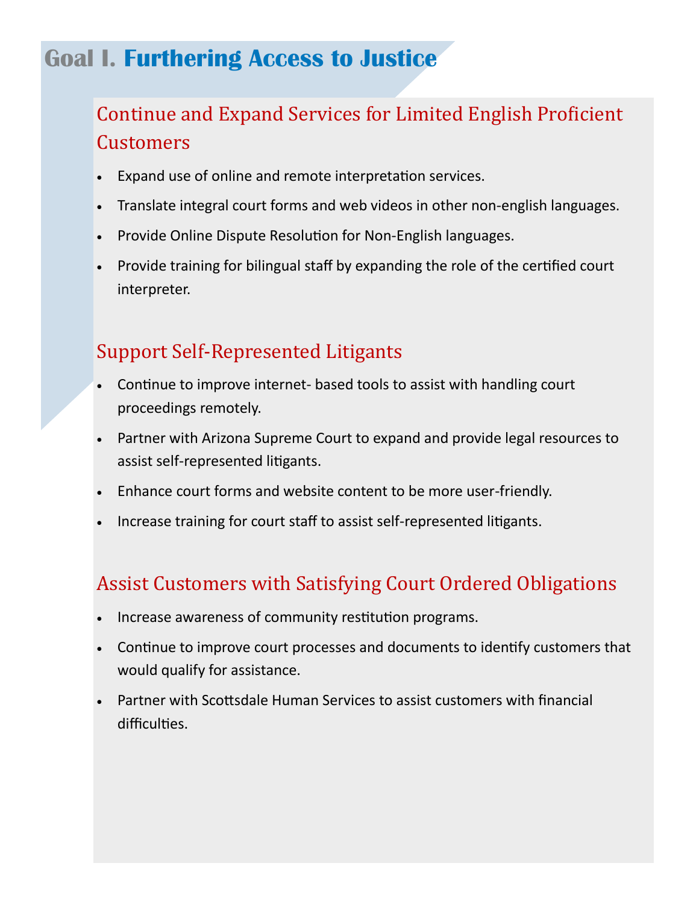# Goal I. Furthering Access to Justice

## Continue and Expand Services for Limited English Proficient Customers

- Expand use of online and remote interpretation services.
- Translate integral court forms and web videos in other non-english languages.
- Provide Online Dispute Resolution for Non-English languages.
- Provide training for bilingual staff by expanding the role of the certified court interpreter.

## Support Self-Represented Litigants

- Continue to improve internet- based tools to assist with handling court proceedings remotely.
- Partner with Arizona Supreme Court to expand and provide legal resources to assist self-represented litigants.
- Enhance court forms and website content to be more user-friendly.
- Increase training for court staff to assist self-represented litigants.

## Assist Customers with Satisfying Court Ordered Obligations

- Increase awareness of community restitution programs.
- Continue to improve court processes and documents to identify customers that would qualify for assistance.
- Partner with Scottsdale Human Services to assist customers with financial difficulties.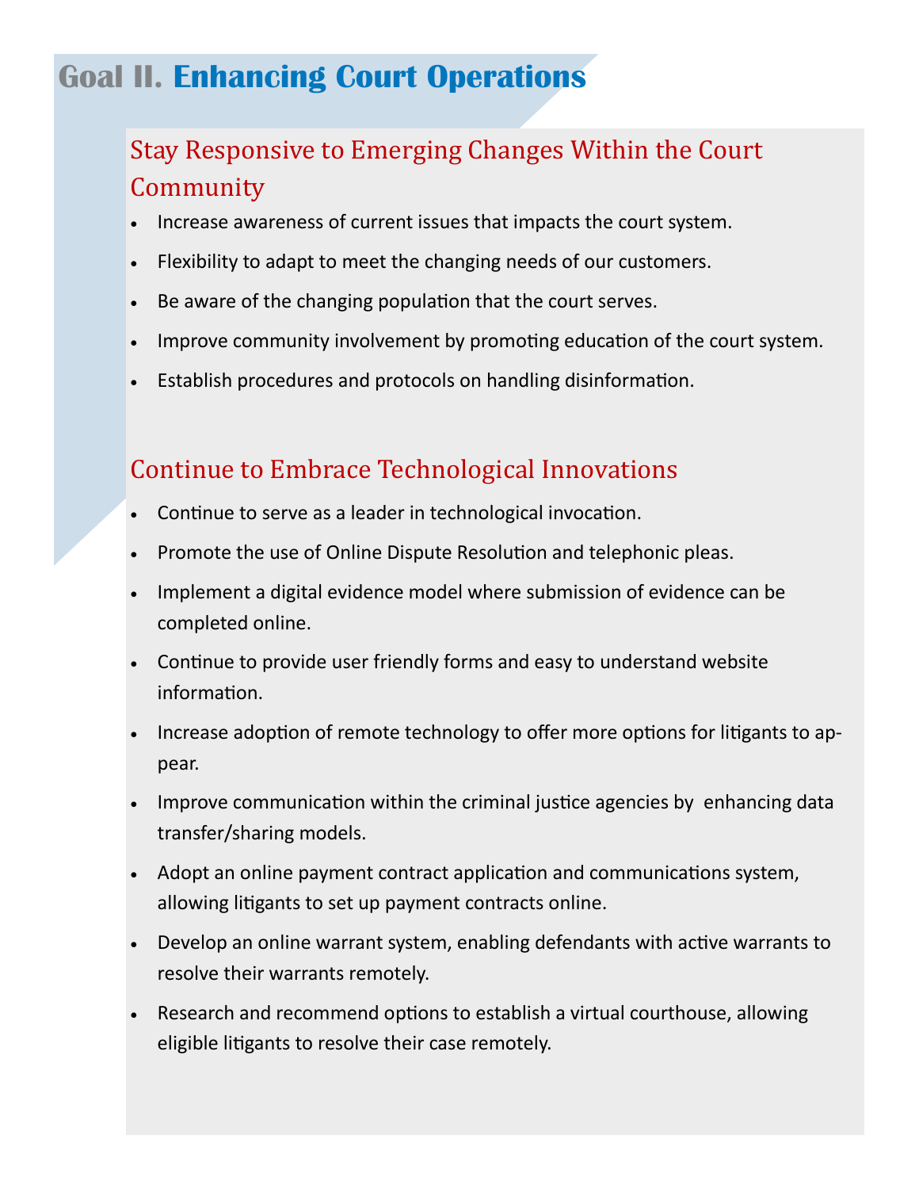# Goal II. Enhancing Court Operations

## Stay Responsive to Emerging Changes Within the Court Community

- Increase awareness of current issues that impacts the court system.
- Flexibility to adapt to meet the changing needs of our customers.
- Be aware of the changing population that the court serves.
- Improve community involvement by promoting education of the court system.
- Establish procedures and protocols on handling disinformation.

## Continue to Embrace Technological Innovations

- Continue to serve as a leader in technological invocation.
- Promote the use of Online Dispute Resolution and telephonic pleas.
- Implement a digital evidence model where submission of evidence can be completed online.
- Continue to provide user friendly forms and easy to understand website information.
- Increase adoption of remote technology to offer more options for litigants to appear.
- Improve communication within the criminal justice agencies by enhancing data transfer/sharing models.
- Adopt an online payment contract application and communications system, allowing litigants to set up payment contracts online.
- Develop an online warrant system, enabling defendants with active warrants to resolve their warrants remotely.
- Research and recommend options to establish a virtual courthouse, allowing eligible litigants to resolve their case remotely.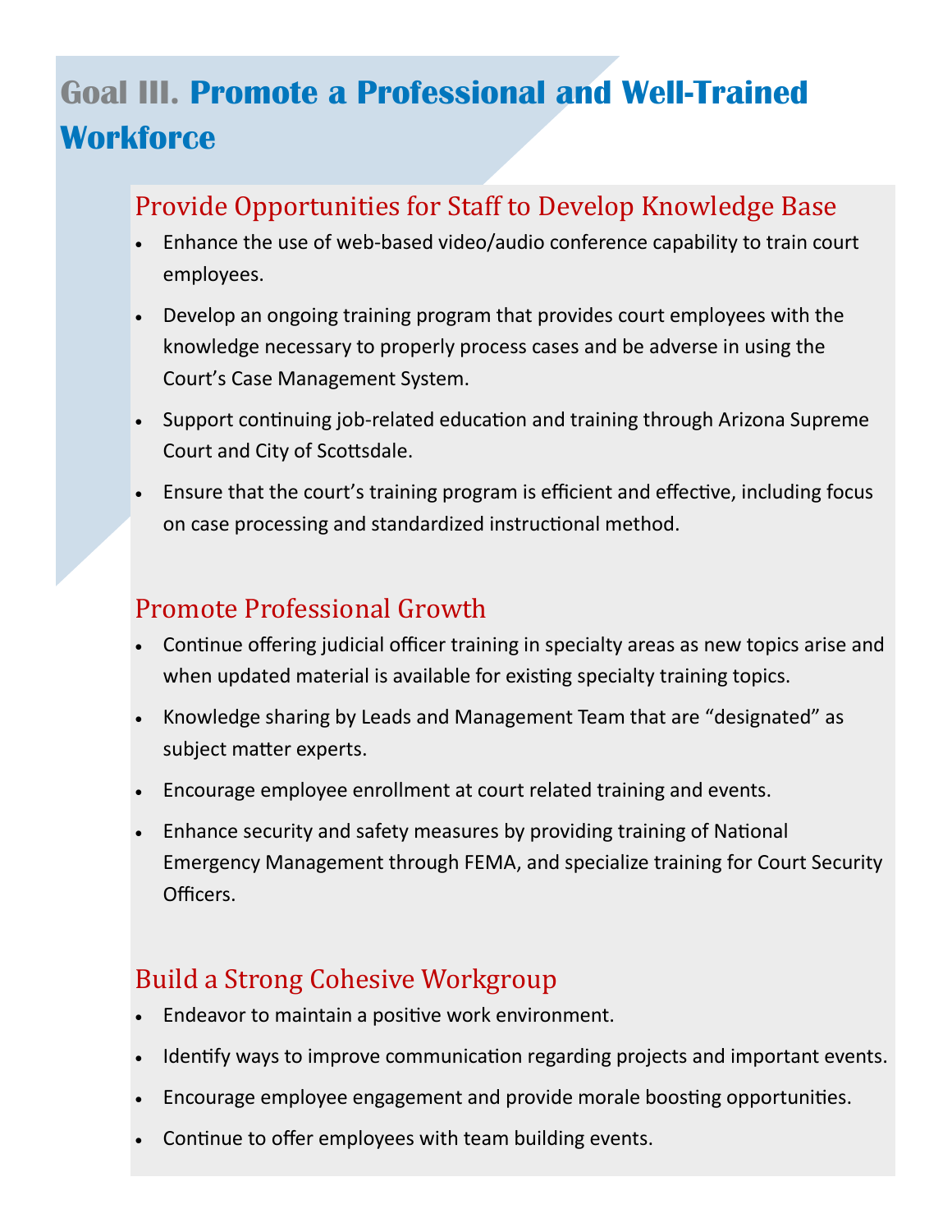# Goal III. Promote a Professional and Well-Trained Workforce

## Provide Opportunities for Staff to Develop Knowledge Base

- Enhance the use of web-based video/audio conference capability to train court employees.
- Develop an ongoing training program that provides court employees with the knowledge necessary to properly process cases and be adverse in using the Court's Case Management System.
- Support continuing job-related education and training through Arizona Supreme Court and City of Scottsdale.
- Ensure that the court's training program is efficient and effective, including focus on case processing and standardized instructional method.

## Promote Professional Growth

- Continue offering judicial officer training in specialty areas as new topics arise and when updated material is available for existing specialty training topics.
- Knowledge sharing by Leads and Management Team that are "designated" as subject matter experts.
- Encourage employee enrollment at court related training and events.
- Enhance security and safety measures by providing training of National Emergency Management through FEMA, and specialize training for Court Security Officers.

## Build a Strong Cohesive Workgroup

- Endeavor to maintain a positive work environment.
- Identify ways to improve communication regarding projects and important events.
- Encourage employee engagement and provide morale boosting opportunities.
- Continue to offer employees with team building events.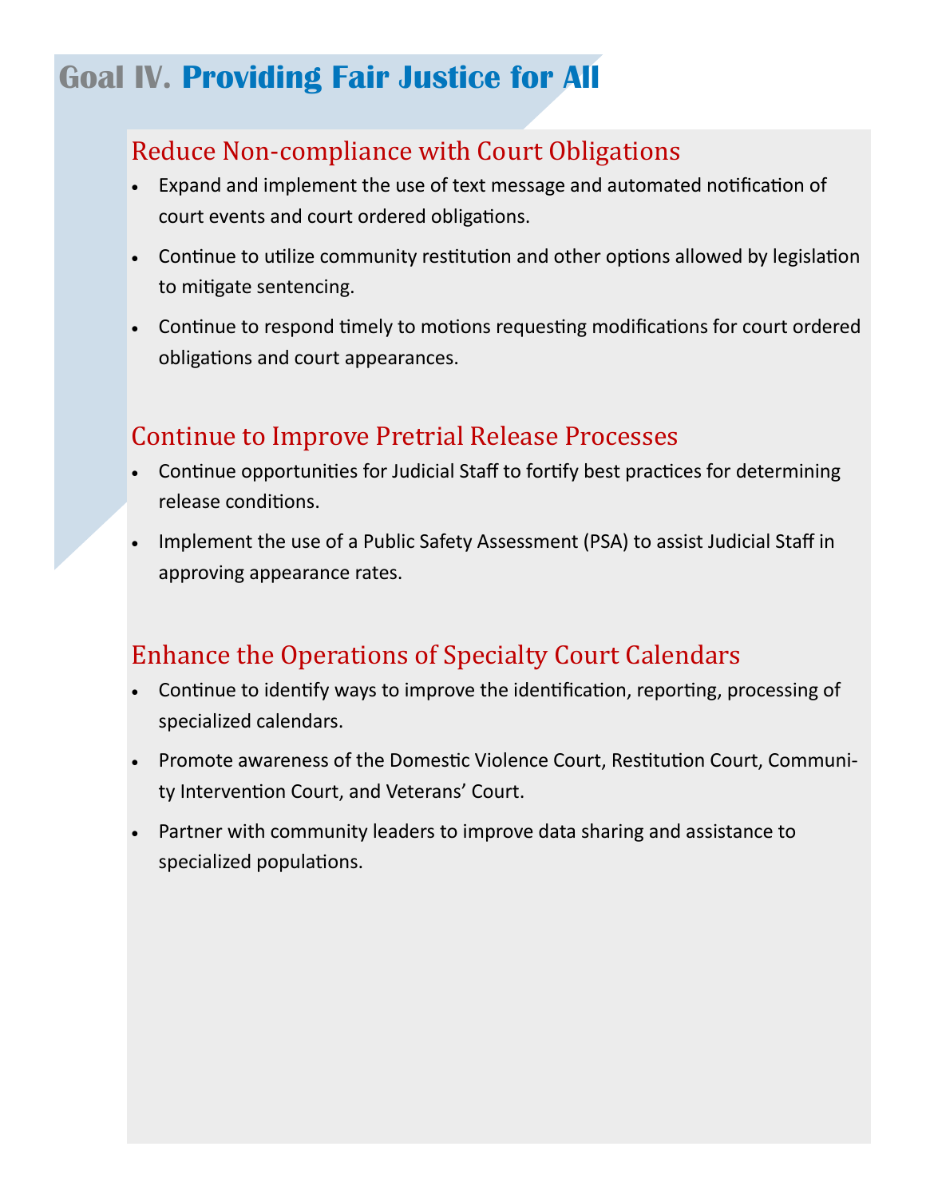# Goal IV. Providing Fair Justice for All

## Reduce Non-compliance with Court Obligations

- Expand and implement the use of text message and automated notification of court events and court ordered obligations.
- Continue to utilize community restitution and other options allowed by legislation to mitigate sentencing.
- Continue to respond timely to motions requesting modifications for court ordered obligations and court appearances.

## Continue to Improve Pretrial Release Processes

- Continue opportunities for Judicial Staff to fortify best practices for determining release conditions.
- Implement the use of a Public Safety Assessment (PSA) to assist Judicial Staff in approving appearance rates.

## Enhance the Operations of Specialty Court Calendars

- Continue to identify ways to improve the identification, reporting, processing of specialized calendars.
- Promote awareness of the Domestic Violence Court, Restitution Court, Community Intervention Court, and Veterans' Court.
- Partner with community leaders to improve data sharing and assistance to specialized populations.